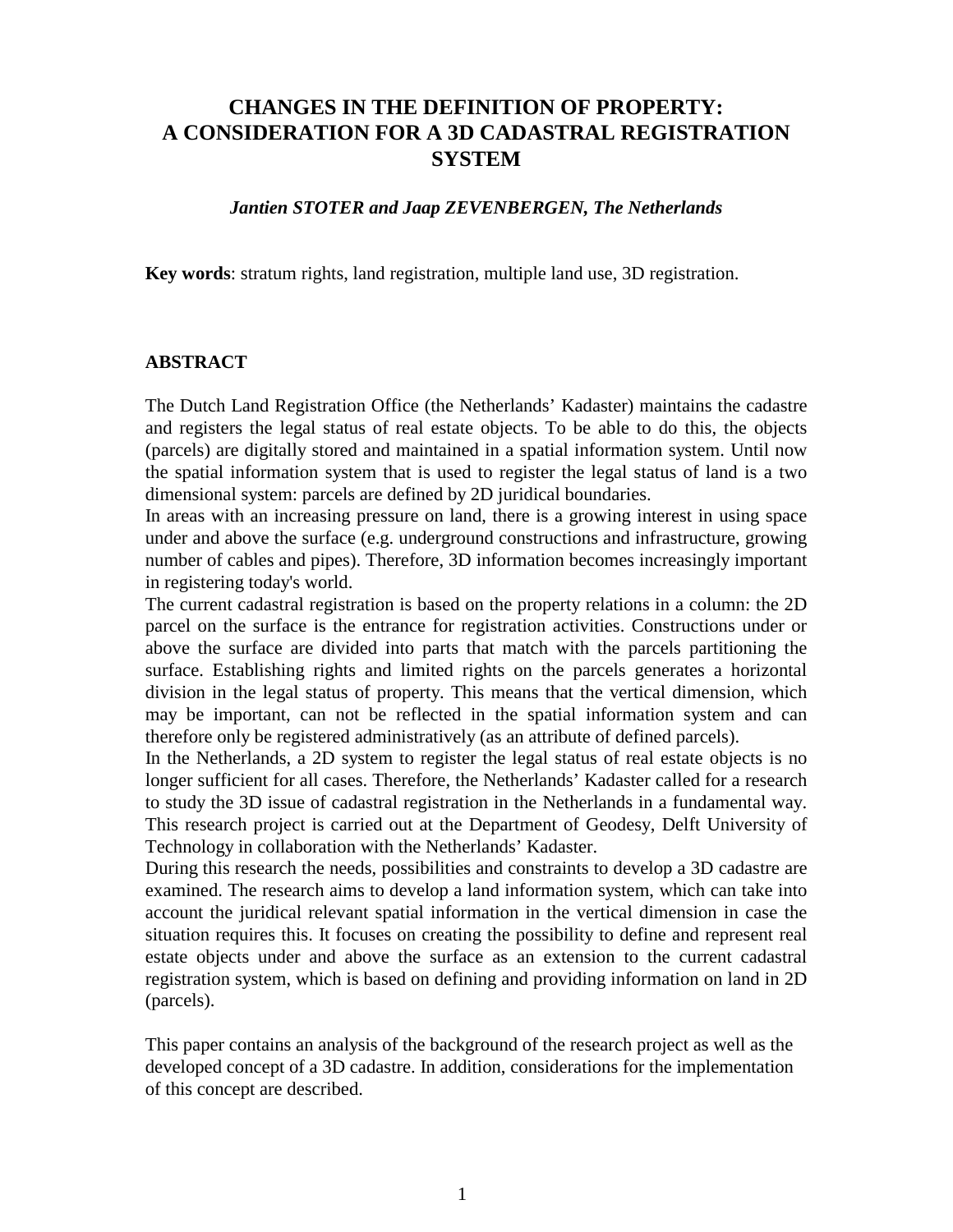# CHANGES IN THE DEFINITION OF PROPERTY: A CONSIDERATION FOR A 3D CADASTRAL REGISTRATION SYSTEM

***Jantien STOTER and Jaap ZEVENBERGEN, The Netherlands***

**Key words**: stratum rights, land registration, multiple land use, 3D registration.

## ABSTRACT

The Dutch Land Registration Office (the Netherlands' Kadaster) maintains the cadastre and registers the legal status of real estate objects. To be able to do this, the objects (parcels) are digitally stored and maintained in a spatial information system. Until now the spatial information system that is used to register the legal status of land is a two dimensional system: parcels are defined by 2D juridical boundaries.

In areas with an increasing pressure on land, there is a growing interest in using space under and above the surface (e.g. underground constructions and infrastructure, growing number of cables and pipes). Therefore, 3D information becomes increasingly important in registering today's world.

The current cadastral registration is based on the property relations in a column: the 2D parcel on the surface is the entrance for registration activities. Constructions under or above the surface are divided into parts that match with the parcels partitioning the surface. Establishing rights and limited rights on the parcels generates a horizontal division in the legal status of property. This means that the vertical dimension, which may be important, can not be reflected in the spatial information system and can therefore only be registered administratively (as an attribute of defined parcels).

In the Netherlands, a 2D system to register the legal status of real estate objects is no longer sufficient for all cases. Therefore, the Netherlands' Kadaster called for a research to study the 3D issue of cadastral registration in the Netherlands in a fundamental way. This research project is carried out at the Department of Geodesy, Delft University of Technology in collaboration with the Netherlands' Kadaster.

During this research the needs, possibilities and constraints to develop a 3D cadastre are examined. The research aims to develop a land information system, which can take into account the juridical relevant spatial information in the vertical dimension in case the situation requires this. It focuses on creating the possibility to define and represent real estate objects under and above the surface as an extension to the current cadastral registration system, which is based on defining and providing information on land in 2D (parcels).

This paper contains an analysis of the background of the research project as well as the developed concept of a 3D cadastre. In addition, considerations for the implementation of this concept are described.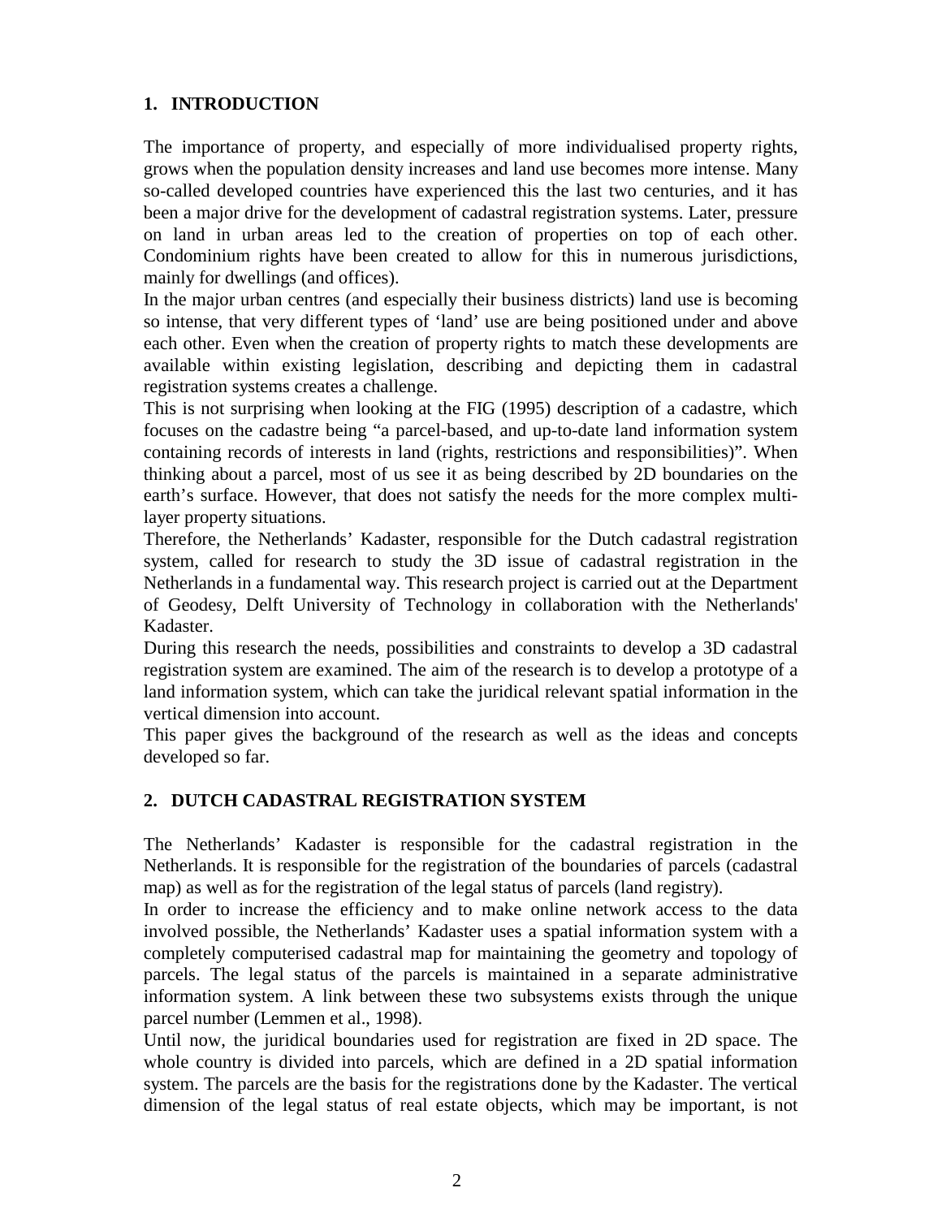## 1. INTRODUCTION

The importance of property, and especially of more individualised property rights, grows when the population density increases and land use becomes more intense. Many so-called developed countries have experienced this the last two centuries, and it has been a major drive for the development of cadastral registration systems. Later, pressure on land in urban areas led to the creation of properties on top of each other. Condominium rights have been created to allow for this in numerous jurisdictions, mainly for dwellings (and offices).

In the major urban centres (and especially their business districts) land use is becoming so intense, that very different types of 'land' use are being positioned under and above each other. Even when the creation of property rights to match these developments are available within existing legislation, describing and depicting them in cadastral registration systems creates a challenge.

This is not surprising when looking at the FIG (1995) description of a cadastre, which focuses on the cadastre being "a parcel-based, and up-to-date land information system containing records of interests in land (rights, restrictions and responsibilities)". When thinking about a parcel, most of us see it as being described by 2D boundaries on the earth's surface. However, that does not satisfy the needs for the more complex multi-layer property situations.

Therefore, the Netherlands' Kadaster, responsible for the Dutch cadastral registration system, called for research to study the 3D issue of cadastral registration in the Netherlands in a fundamental way. This research project is carried out at the Department of Geodesy, Delft University of Technology in collaboration with the Netherlands' Kadaster.

During this research the needs, possibilities and constraints to develop a 3D cadastral registration system are examined. The aim of the research is to develop a prototype of a land information system, which can take the juridical relevant spatial information in the vertical dimension into account.

This paper gives the background of the research as well as the ideas and concepts developed so far.

## 2. DUTCH CADASTRAL REGISTRATION SYSTEM

The Netherlands' Kadaster is responsible for the cadastral registration in the Netherlands. It is responsible for the registration of the boundaries of parcels (cadastral map) as well as for the registration of the legal status of parcels (land registry).

In order to increase the efficiency and to make online network access to the data involved possible, the Netherlands' Kadaster uses a spatial information system with a completely computerised cadastral map for maintaining the geometry and topology of parcels. The legal status of the parcels is maintained in a separate administrative information system. A link between these two subsystems exists through the unique parcel number (Lemmen et al., 1998).

Until now, the juridical boundaries used for registration are fixed in 2D space. The whole country is divided into parcels, which are defined in a 2D spatial information system. The parcels are the basis for the registrations done by the Kadaster. The vertical dimension of the legal status of real estate objects, which may be important, is not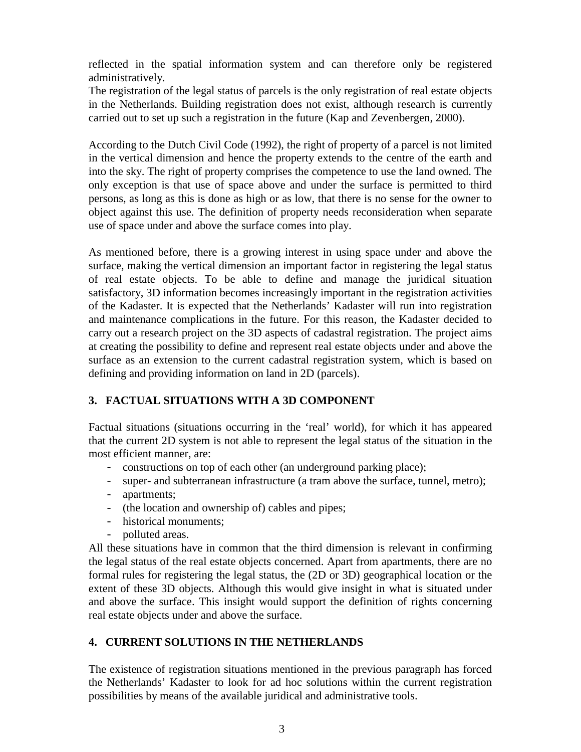reflected in the spatial information system and can therefore only be registered administratively.
The registration of the legal status of parcels is the only registration of real estate objects in the Netherlands. Building registration does not exist, although research is currently carried out to set up such a registration in the future (Kap and Zevenbergen, 2000).

According to the Dutch Civil Code (1992), the right of property of a parcel is not limited in the vertical dimension and hence the property extends to the centre of the earth and into the sky. The right of property comprises the competence to use the land owned. The only exception is that use of space above and under the surface is permitted to third persons, as long as this is done as high or as low, that there is no sense for the owner to object against this use. The definition of property needs reconsideration when separate use of space under and above the surface comes into play.

As mentioned before, there is a growing interest in using space under and above the surface, making the vertical dimension an important factor in registering the legal status of real estate objects. To be able to define and manage the juridical situation satisfactory, 3D information becomes increasingly important in the registration activities of the Kadaster. It is expected that the Netherlands' Kadaster will run into registration and maintenance complications in the future. For this reason, the Kadaster decided to carry out a research project on the 3D aspects of cadastral registration. The project aims at creating the possibility to define and represent real estate objects under and above the surface as an extension to the current cadastral registration system, which is based on defining and providing information on land in 2D (parcels).

## 3. FACTUAL SITUATIONS WITH A 3D COMPONENT

Factual situations (situations occurring in the 'real' world), for which it has appeared that the current 2D system is not able to represent the legal status of the situation in the most efficient manner, are:

- constructions on top of each other (an underground parking place);
- super- and subterranean infrastructure (a tram above the surface, tunnel, metro);
- apartments;
- (the location and ownership of) cables and pipes;
- historical monuments;
- polluted areas.

All these situations have in common that the third dimension is relevant in confirming the legal status of the real estate objects concerned. Apart from apartments, there are no formal rules for registering the legal status, the (2D or 3D) geographical location or the extent of these 3D objects. Although this would give insight in what is situated under and above the surface. This insight would support the definition of rights concerning real estate objects under and above the surface.

## 4. CURRENT SOLUTIONS IN THE NETHERLANDS

The existence of registration situations mentioned in the previous paragraph has forced the Netherlands' Kadaster to look for ad hoc solutions within the current registration possibilities by means of the available juridical and administrative tools.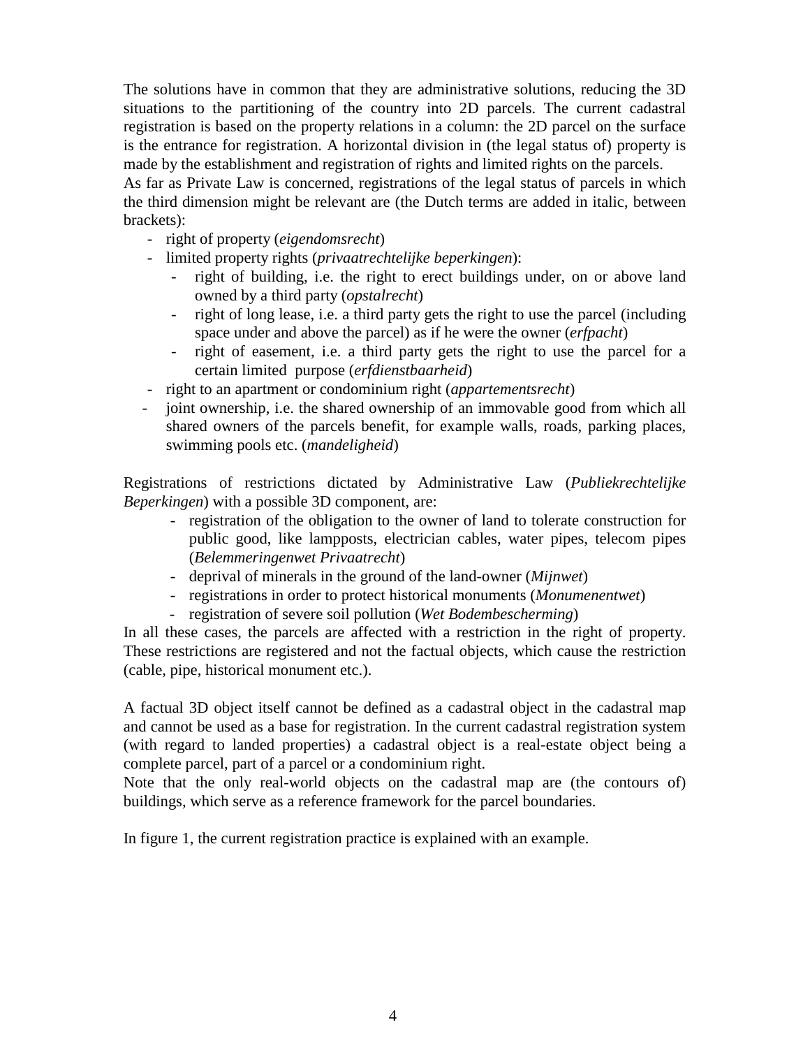The solutions have in common that they are administrative solutions, reducing the 3D situations to the partitioning of the country into 2D parcels. The current cadastral registration is based on the property relations in a column: the 2D parcel on the surface is the entrance for registration. A horizontal division in (the legal status of) property is made by the establishment and registration of rights and limited rights on the parcels.
As far as Private Law is concerned, registrations of the legal status of parcels in which the third dimension might be relevant are (the Dutch terms are added in italic, between brackets):

- right of property (*eigendomsrecht*)
- limited property rights (*privaatrechtelijke beperkingen*):
  - right of building, i.e. the right to erect buildings under, on or above land owned by a third party (*opstalrecht*)
  - right of long lease, i.e. a third party gets the right to use the parcel (including space under and above the parcel) as if he were the owner (*erfpacht*)
  - right of easement, i.e. a third party gets the right to use the parcel for a certain limited purpose (*erfdienstbaarheid*)
- right to an apartment or condominium right (*appartementsrecht*)
- joint ownership, i.e. the shared ownership of an immovable good from which all shared owners of the parcels benefit, for example walls, roads, parking places, swimming pools etc. (*mandeligheid*)

Registrations of restrictions dictated by Administrative Law (*Publiekrechtelijke Beperkingen*) with a possible 3D component, are:

- registration of the obligation to the owner of land to tolerate construction for public good, like lampposts, electrician cables, water pipes, telecom pipes (*Belemmeringenwet Privaatrecht*)
- deprival of minerals in the ground of the land-owner (*Mijnwet*)
- registrations in order to protect historical monuments (*Monumenentwet*)
- registration of severe soil pollution (*Wet Bodembescherming*)

In all these cases, the parcels are affected with a restriction in the right of property. These restrictions are registered and not the factual objects, which cause the restriction (cable, pipe, historical monument etc.).

A factual 3D object itself cannot be defined as a cadastral object in the cadastral map and cannot be used as a base for registration. In the current cadastral registration system (with regard to landed properties) a cadastral object is a real-estate object being a complete parcel, part of a parcel or a condominium right.
Note that the only real-world objects on the cadastral map are (the contours of) buildings, which serve as a reference framework for the parcel boundaries.

In figure 1, the current registration practice is explained with an example.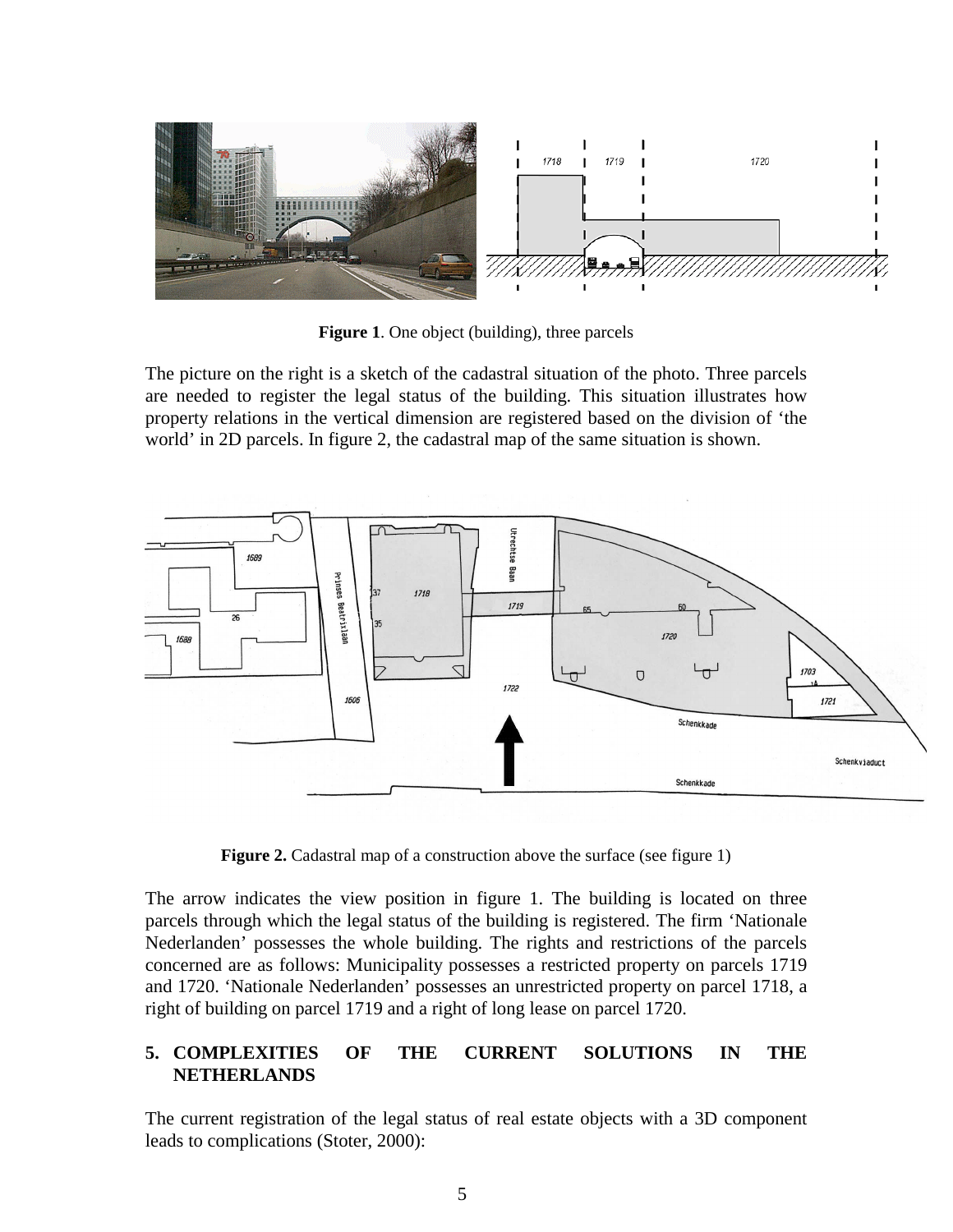**Figure 1**. One object (building), three parcels

The picture on the right is a sketch of the cadastral situation of the photo. Three parcels are needed to register the legal status of the building. This situation illustrates how property relations in the vertical dimension are registered based on the division of 'the world' in 2D parcels. In figure 2, the cadastral map of the same situation is shown.

**Figure 2.** Cadastral map of a construction above the surface (see figure 1)

The arrow indicates the view position in figure 1. The building is located on three parcels through which the legal status of the building is registered. The firm 'Nationale Nederlanden' possesses the whole building. The rights and restrictions of the parcels concerned are as follows: Municipality possesses a restricted property on parcels 1719 and 1720. 'Nationale Nederlanden' possesses an unrestricted property on parcel 1718, a right of building on parcel 1719 and a right of long lease on parcel 1720.

## 5. COMPLEXITIES OF THE CURRENT SOLUTIONS IN THE NETHERLANDS

The current registration of the legal status of real estate objects with a 3D component leads to complications (Stoter, 2000):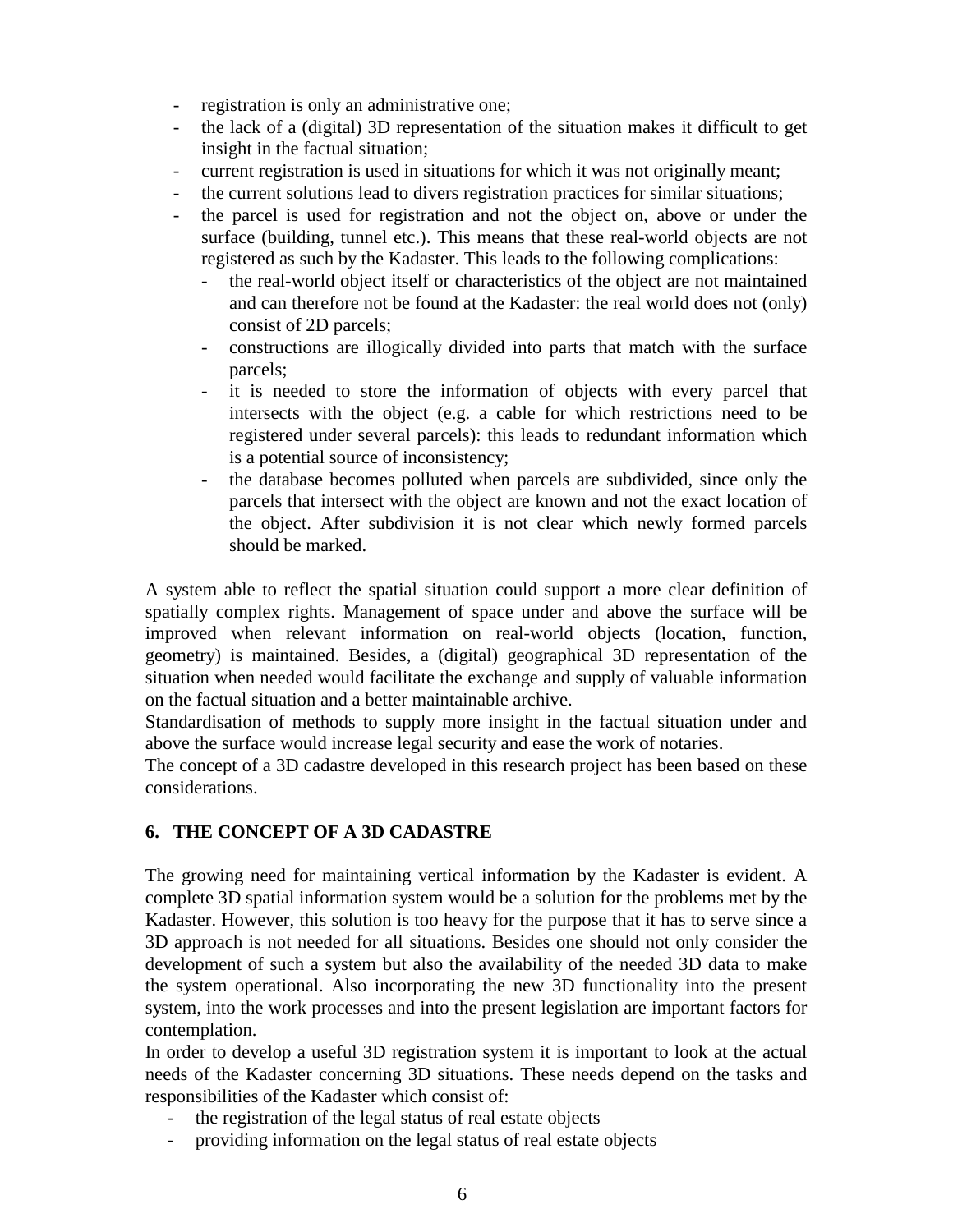- registration is only an administrative one;
- the lack of a (digital) 3D representation of the situation makes it difficult to get insight in the factual situation;
- current registration is used in situations for which it was not originally meant;
- the current solutions lead to divers registration practices for similar situations;
- the parcel is used for registration and not the object on, above or under the surface (building, tunnel etc.). This means that these real-world objects are not registered as such by the Kadaster. This leads to the following complications:
  - the real-world object itself or characteristics of the object are not maintained and can therefore not be found at the Kadaster: the real world does not (only) consist of 2D parcels;
  - constructions are illogically divided into parts that match with the surface parcels;
  - it is needed to store the information of objects with every parcel that intersects with the object (e.g. a cable for which restrictions need to be registered under several parcels): this leads to redundant information which is a potential source of inconsistency;
  - the database becomes polluted when parcels are subdivided, since only the parcels that intersect with the object are known and not the exact location of the object. After subdivision it is not clear which newly formed parcels should be marked.

A system able to reflect the spatial situation could support a more clear definition of spatially complex rights. Management of space under and above the surface will be improved when relevant information on real-world objects (location, function, geometry) is maintained. Besides, a (digital) geographical 3D representation of the situation when needed would facilitate the exchange and supply of valuable information on the factual situation and a better maintainable archive.
Standardisation of methods to supply more insight in the factual situation under and above the surface would increase legal security and ease the work of notaries.
The concept of a 3D cadastre developed in this research project has been based on these considerations.

## 6. THE CONCEPT OF A 3D CADASTRE

The growing need for maintaining vertical information by the Kadaster is evident. A complete 3D spatial information system would be a solution for the problems met by the Kadaster. However, this solution is too heavy for the purpose that it has to serve since a 3D approach is not needed for all situations. Besides one should not only consider the development of such a system but also the availability of the needed 3D data to make the system operational. Also incorporating the new 3D functionality into the present system, into the work processes and into the present legislation are important factors for contemplation.
In order to develop a useful 3D registration system it is important to look at the actual needs of the Kadaster concerning 3D situations. These needs depend on the tasks and responsibilities of the Kadaster which consist of:

- the registration of the legal status of real estate objects
- providing information on the legal status of real estate objects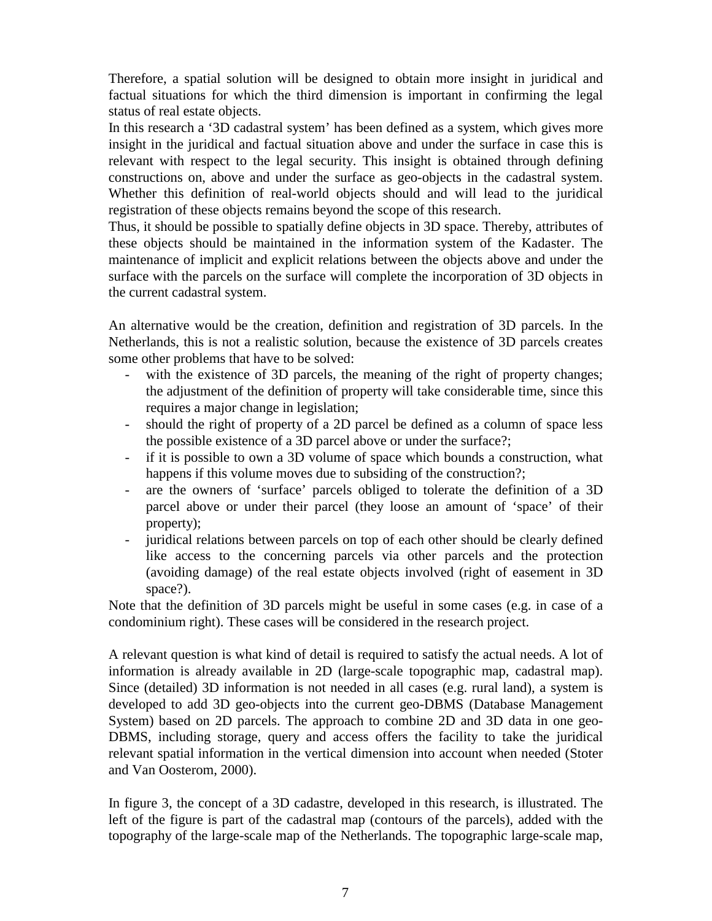Therefore, a spatial solution will be designed to obtain more insight in juridical and factual situations for which the third dimension is important in confirming the legal status of real estate objects.

In this research a '3D cadastral system' has been defined as a system, which gives more insight in the juridical and factual situation above and under the surface in case this is relevant with respect to the legal security. This insight is obtained through defining constructions on, above and under the surface as geo-objects in the cadastral system. Whether this definition of real-world objects should and will lead to the juridical registration of these objects remains beyond the scope of this research.

Thus, it should be possible to spatially define objects in 3D space. Thereby, attributes of these objects should be maintained in the information system of the Kadaster. The maintenance of implicit and explicit relations between the objects above and under the surface with the parcels on the surface will complete the incorporation of 3D objects in the current cadastral system.

An alternative would be the creation, definition and registration of 3D parcels. In the Netherlands, this is not a realistic solution, because the existence of 3D parcels creates some other problems that have to be solved:

- with the existence of 3D parcels, the meaning of the right of property changes; the adjustment of the definition of property will take considerable time, since this requires a major change in legislation;
- should the right of property of a 2D parcel be defined as a column of space less the possible existence of a 3D parcel above or under the surface?;
- if it is possible to own a 3D volume of space which bounds a construction, what happens if this volume moves due to subsiding of the construction?;
- are the owners of 'surface' parcels obliged to tolerate the definition of a 3D parcel above or under their parcel (they loose an amount of 'space' of their property);
- juridical relations between parcels on top of each other should be clearly defined like access to the concerning parcels via other parcels and the protection (avoiding damage) of the real estate objects involved (right of easement in 3D space?).

Note that the definition of 3D parcels might be useful in some cases (e.g. in case of a condominium right). These cases will be considered in the research project.

A relevant question is what kind of detail is required to satisfy the actual needs. A lot of information is already available in 2D (large-scale topographic map, cadastral map). Since (detailed) 3D information is not needed in all cases (e.g. rural land), a system is developed to add 3D geo-objects into the current geo-DBMS (Database Management System) based on 2D parcels. The approach to combine 2D and 3D data in one geo-DBMS, including storage, query and access offers the facility to take the juridical relevant spatial information in the vertical dimension into account when needed (Stoter and Van Oosterom, 2000).

In figure 3, the concept of a 3D cadastre, developed in this research, is illustrated. The left of the figure is part of the cadastral map (contours of the parcels), added with the topography of the large-scale map of the Netherlands. The topographic large-scale map,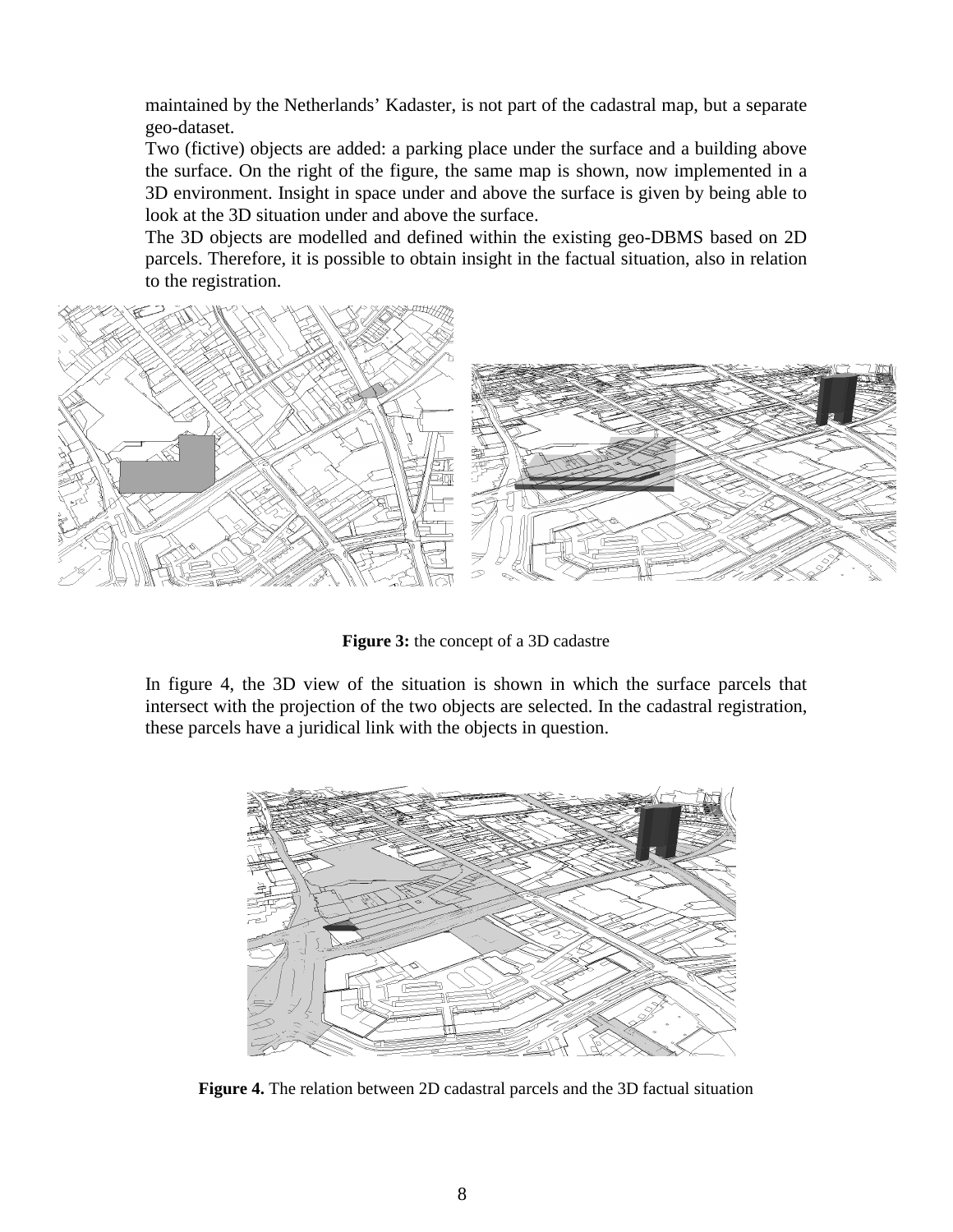maintained by the Netherlands' Kadaster, is not part of the cadastral map, but a separate geo-dataset.

Two (fictive) objects are added: a parking place under the surface and a building above the surface. On the right of the figure, the same map is shown, now implemented in a 3D environment. Insight in space under and above the surface is given by being able to look at the 3D situation under and above the surface.

The 3D objects are modelled and defined within the existing geo-DBMS based on 2D parcels. Therefore, it is possible to obtain insight in the factual situation, also in relation to the registration.

**Figure 3:** the concept of a 3D cadastre

In figure 4, the 3D view of the situation is shown in which the surface parcels that intersect with the projection of the two objects are selected. In the cadastral registration, these parcels have a juridical link with the objects in question.

**Figure 4.** The relation between 2D cadastral parcels and the 3D factual situation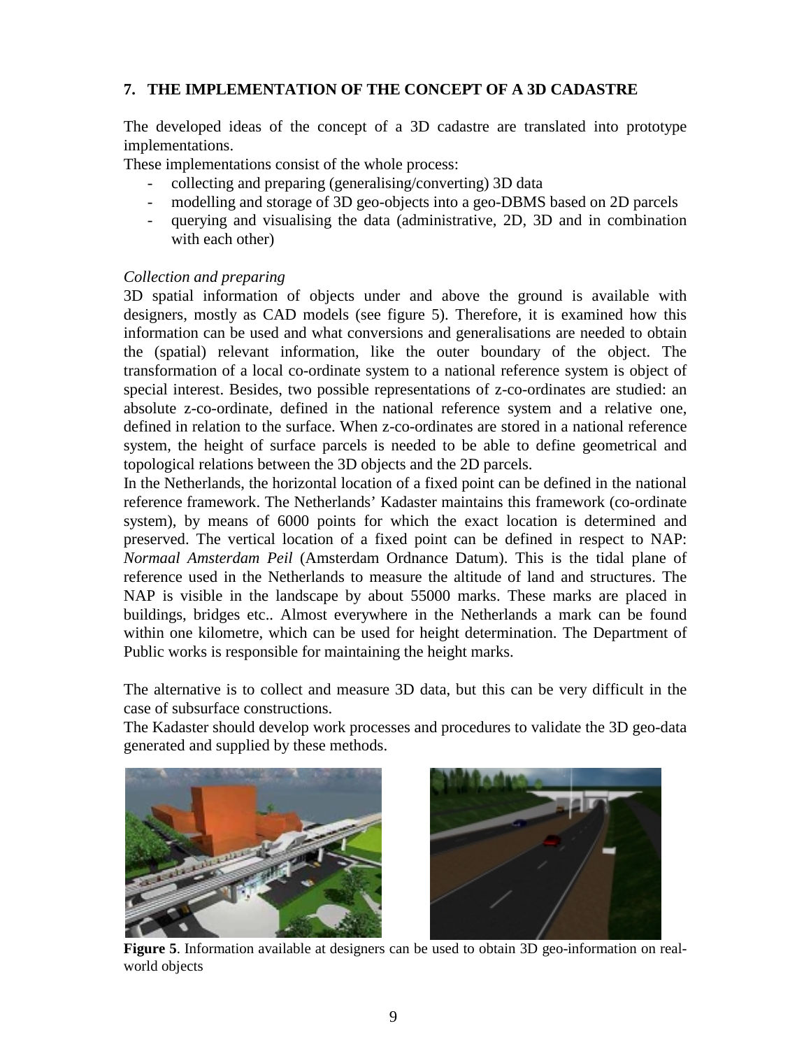## 7. THE IMPLEMENTATION OF THE CONCEPT OF A 3D CADASTRE

The developed ideas of the concept of a 3D cadastre are translated into prototype implementations.

These implementations consist of the whole process:

- collecting and preparing (generalising/converting) 3D data
- modelling and storage of 3D geo-objects into a geo-DBMS based on 2D parcels
- querying and visualising the data (administrative, 2D, 3D and in combination with each other)

*Collection and preparing*

3D spatial information of objects under and above the ground is available with designers, mostly as CAD models (see figure 5). Therefore, it is examined how this information can be used and what conversions and generalisations are needed to obtain the (spatial) relevant information, like the outer boundary of the object. The transformation of a local co-ordinate system to a national reference system is object of special interest. Besides, two possible representations of z-co-ordinates are studied: an absolute z-co-ordinate, defined in the national reference system and a relative one, defined in relation to the surface. When z-co-ordinates are stored in a national reference system, the height of surface parcels is needed to be able to define geometrical and topological relations between the 3D objects and the 2D parcels.

In the Netherlands, the horizontal location of a fixed point can be defined in the national reference framework. The Netherlands' Kadaster maintains this framework (co-ordinate system), by means of 6000 points for which the exact location is determined and preserved. The vertical location of a fixed point can be defined in respect to NAP: *Normaal Amsterdam Peil* (Amsterdam Ordnance Datum). This is the tidal plane of reference used in the Netherlands to measure the altitude of land and structures. The NAP is visible in the landscape by about 55000 marks. These marks are placed in buildings, bridges etc.. Almost everywhere in the Netherlands a mark can be found within one kilometre, which can be used for height determination. The Department of Public works is responsible for maintaining the height marks.

The alternative is to collect and measure 3D data, but this can be very difficult in the case of subsurface constructions.

The Kadaster should develop work processes and procedures to validate the 3D geo-data generated and supplied by these methods.

**Figure 5**. Information available at designers can be used to obtain 3D geo-information on real-world objects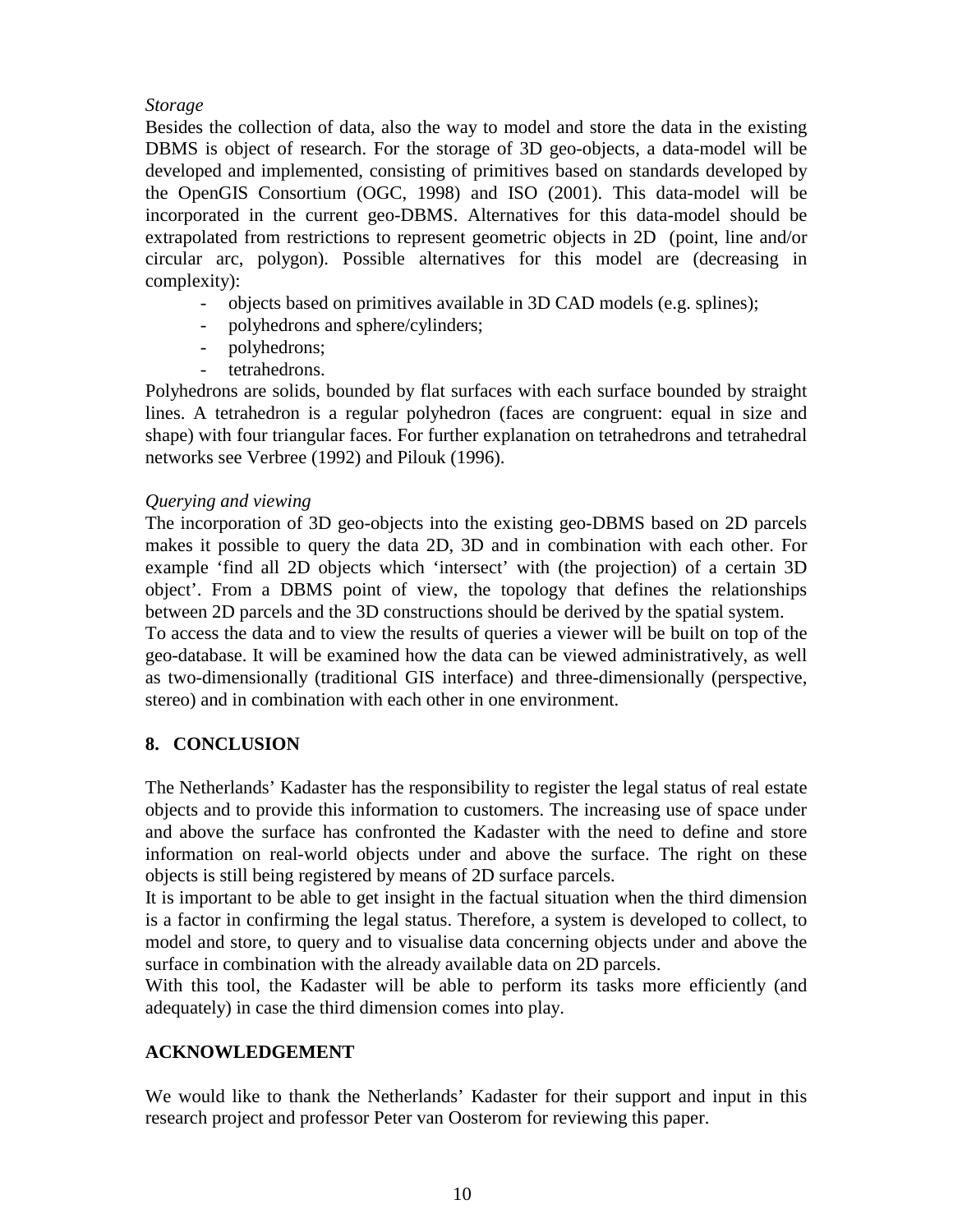*Storage*

Besides the collection of data, also the way to model and store the data in the existing DBMS is object of research. For the storage of 3D geo-objects, a data-model will be developed and implemented, consisting of primitives based on standards developed by the OpenGIS Consortium (OGC, 1998) and ISO (2001). This data-model will be incorporated in the current geo-DBMS. Alternatives for this data-model should be extrapolated from restrictions to represent geometric objects in 2D (point, line and/or circular arc, polygon). Possible alternatives for this model are (decreasing in complexity):

- objects based on primitives available in 3D CAD models (e.g. splines);
- polyhedrons and sphere/cylinders;
- polyhedrons;
- tetrahedrons.

Polyhedrons are solids, bounded by flat surfaces with each surface bounded by straight lines. A tetrahedron is a regular polyhedron (faces are congruent: equal in size and shape) with four triangular faces. For further explanation on tetrahedrons and tetrahedral networks see Verbree (1992) and Pilouk (1996).

*Querying and viewing*

The incorporation of 3D geo-objects into the existing geo-DBMS based on 2D parcels makes it possible to query the data 2D, 3D and in combination with each other. For example 'find all 2D objects which 'intersect' with (the projection) of a certain 3D object'. From a DBMS point of view, the topology that defines the relationships between 2D parcels and the 3D constructions should be derived by the spatial system.
To access the data and to view the results of queries a viewer will be built on top of the geo-database. It will be examined how the data can be viewed administratively, as well as two-dimensionally (traditional GIS interface) and three-dimensionally (perspective, stereo) and in combination with each other in one environment.

## 8. CONCLUSION

The Netherlands' Kadaster has the responsibility to register the legal status of real estate objects and to provide this information to customers. The increasing use of space under and above the surface has confronted the Kadaster with the need to define and store information on real-world objects under and above the surface. The right on these objects is still being registered by means of 2D surface parcels.
It is important to be able to get insight in the factual situation when the third dimension is a factor in confirming the legal status. Therefore, a system is developed to collect, to model and store, to query and to visualise data concerning objects under and above the surface in combination with the already available data on 2D parcels.
With this tool, the Kadaster will be able to perform its tasks more efficiently (and adequately) in case the third dimension comes into play.

## ACKNOWLEDGEMENT

We would like to thank the Netherlands' Kadaster for their support and input in this research project and professor Peter van Oosterom for reviewing this paper.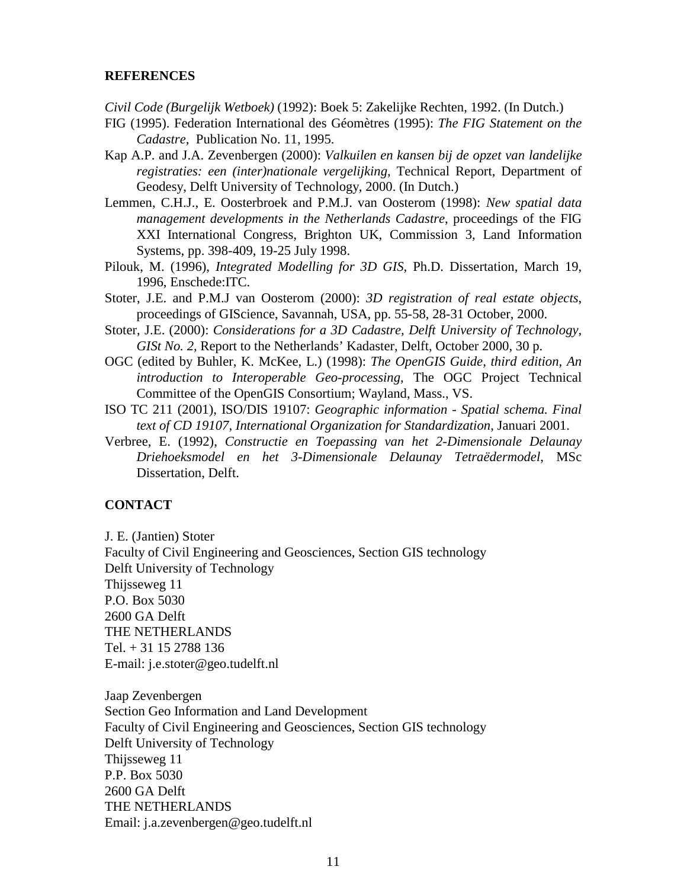## REFERENCES

*Civil Code (Burgelijk Wetboek)* (1992): Boek 5: Zakelijke Rechten, 1992. (In Dutch.)

FIG (1995). Federation International des Géomètres (1995): *The FIG Statement on the Cadastre,* Publication No. 11, 1995.

Kap A.P. and J.A. Zevenbergen (2000): *Valkuilen en kansen bij de opzet van landelijke registraties: een (inter)nationale vergelijking*, Technical Report, Department of Geodesy, Delft University of Technology, 2000. (In Dutch.)

Lemmen, C.H.J., E. Oosterbroek and P.M.J. van Oosterom (1998): *New spatial data management developments in the Netherlands Cadastre*, proceedings of the FIG XXI International Congress, Brighton UK, Commission 3, Land Information Systems, pp. 398-409, 19-25 July 1998.

Pilouk, M. (1996), *Integrated Modelling for 3D GIS*, Ph.D. Dissertation, March 19, 1996, Enschede:ITC.

Stoter, J.E. and P.M.J van Oosterom (2000): *3D registration of real estate objects*, proceedings of GIScience, Savannah, USA, pp. 55-58, 28-31 October, 2000.

Stoter, J.E. (2000): *Considerations for a 3D Cadastre, Delft University of Technology, GISt No. 2,* Report to the Netherlands' Kadaster, Delft, October 2000, 30 p.

OGC (edited by Buhler, K. McKee, L.) (1998): *The OpenGIS Guide, third edition, An introduction to Interoperable Geo-processing*, The OGC Project Technical Committee of the OpenGIS Consortium; Wayland, Mass., VS.

ISO TC 211 (2001), ISO/DIS 19107: *Geographic information - Spatial schema. Final text of CD 19107, International Organization for Standardization*, Januari 2001.

Verbree, E. (1992), *Constructie en Toepassing van het 2-Dimensionale Delaunay Driehoeksmodel en het 3-Dimensionale Delaunay Tetraëdermodel*, MSc Dissertation, Delft.

## CONTACT

J. E. (Jantien) Stoter
Faculty of Civil Engineering and Geosciences, Section GIS technology
Delft University of Technology
Thijsseweg 11
P.O. Box 5030
2600 GA Delft
THE NETHERLANDS
Tel. + 31 15 2788 136
E-mail: j.e.stoter@geo.tudelft.nl

Jaap Zevenbergen
Section Geo Information and Land Development
Faculty of Civil Engineering and Geosciences, Section GIS technology
Delft University of Technology
Thijsseweg 11
P.P. Box 5030
2600 GA Delft
THE NETHERLANDS
Email: j.a.zevenbergen@geo.tudelft.nl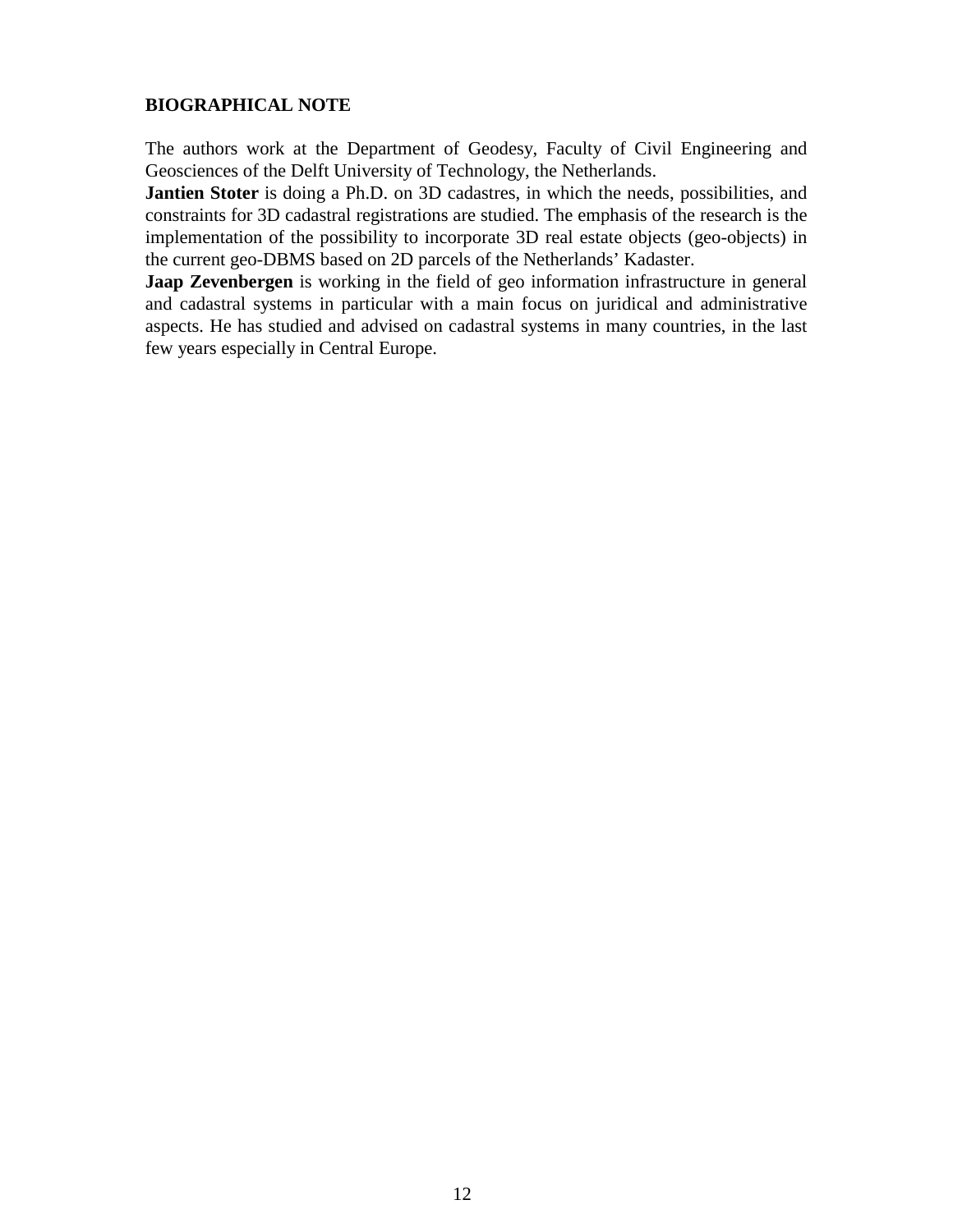## BIOGRAPHICAL NOTE

The authors work at the Department of Geodesy, Faculty of Civil Engineering and Geosciences of the Delft University of Technology, the Netherlands.

**Jantien Stoter** is doing a Ph.D. on 3D cadastres, in which the needs, possibilities, and constraints for 3D cadastral registrations are studied. The emphasis of the research is the implementation of the possibility to incorporate 3D real estate objects (geo-objects) in the current geo-DBMS based on 2D parcels of the Netherlands' Kadaster.

**Jaap Zevenbergen** is working in the field of geo information infrastructure in general and cadastral systems in particular with a main focus on juridical and administrative aspects. He has studied and advised on cadastral systems in many countries, in the last few years especially in Central Europe.